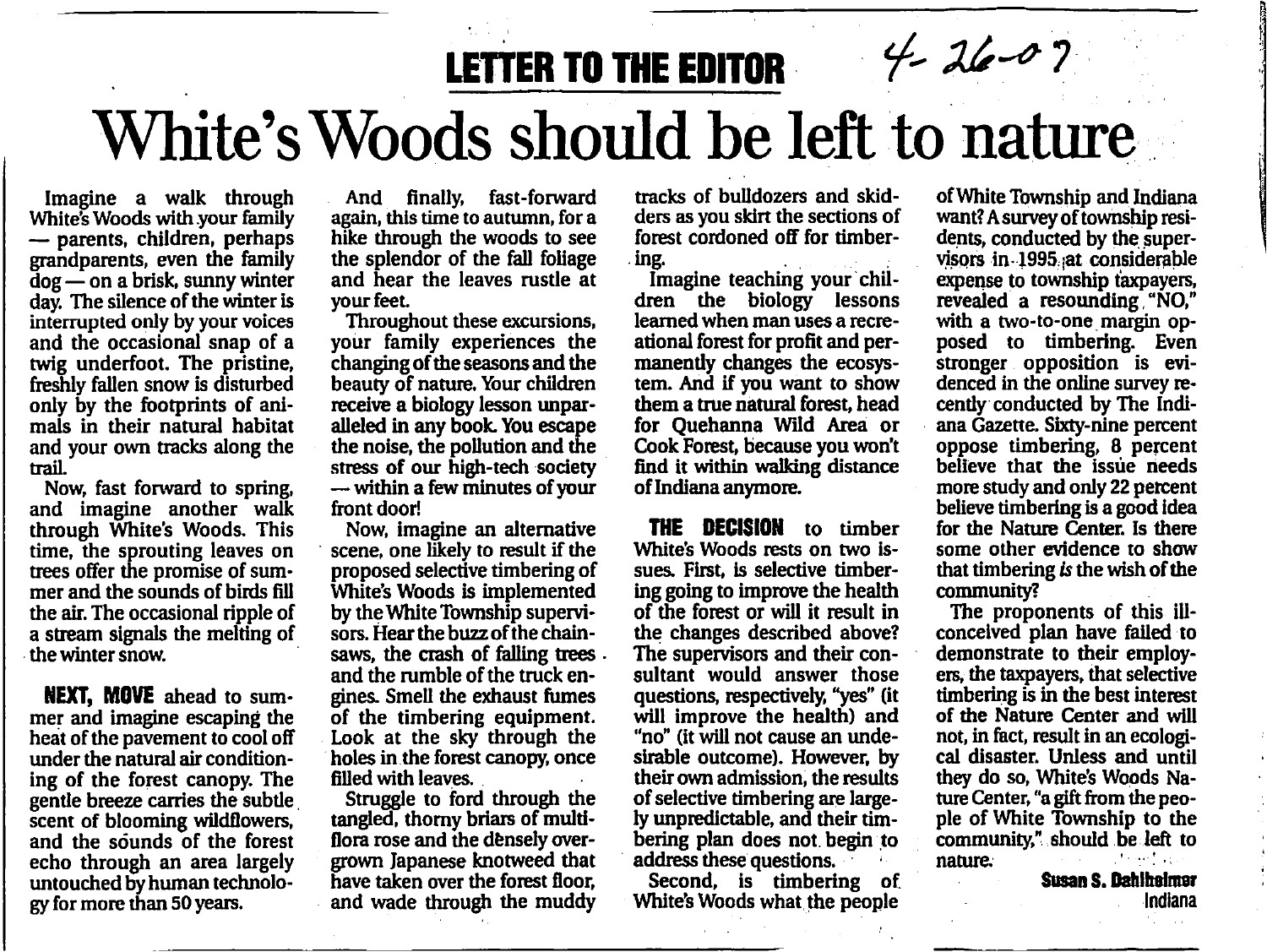**LETTER TO THE EDITOR** 4-26-07

# White's Woods should be left to nature

Imagine a walk through White's Woods with your family — parents, children, perhaps grandparents, even the family dog — on a brisk, sunny winter day. The silence of the winter is interrupted only by your voices and the occasional snap of a twig underfoot. The pristine, freshly fallen snow is disturbed only by the footprints of animals in their natural habitat and your own tracks along the trail.

Now, fast forward to spring, and imagine another walk through White's Woods. This time, the sprouting leaves on trees offer the promise of summer and the sounds of birds fill the air. The occasional ripple of a stream signals the melting of the winter snow.

**NEXT, MOVE** ahead to summer and imagine escaping the heat of the pavement to cool off under the natural air conditioning of the forest canopy. The gentle breeze carries the subtle scent of blooming wildflowers, and the sounds of the forest echo through an area largely untouched by human technology for more than 50 years.

And finally, fast-forward again, this time to autumn, for a hike through the woods to see the splendor of the fall foliage and hear the leaves rustle at your feet.

Throughout these excursions, your family experiences the changing of the seasons and the beauty of nature. Your children receive a biology lesson unparalleled in any book. You escape the noise, the pollution and the stress of our high-tech society — within a few minutes of your front door!

Now, imagine an alternative scene, one likely to result if the proposed selective timbering of White's Woods is implemented by the White Township supervisors. Hear the buzz of the chainsaws, the crash of falling trees and the rumble of the truck engines. Smell the exhaust fumes of the timbering equipment. Look at the sky through the holes in the forest canopy, once filled with leaves.

Struggle to ford through the tangled, thorny briars of multiflora rose and the densely overgrown Japanese knotweed that have taken over the forest floor, and wade through the muddy tracks of bulldozers and skidders as you skirt the sections of forest cordoned off for timbering.

Imagine teaching your children the biology lessons learned when man uses a recreational forest for profit and permanently changes the ecosystem. And if you want to show them a true natural forest, head for Quehanna Wild Area or Cook Forest, because you won't find it within walking distance of Indiana anymore.

**THE DECISION** to timber White's Woods rests on two issues. First, is selective timbering going to improve the health of the forest or will it result in the changes described above? The supervisors and their consultant would answer those questions, respectively, "yes" (it will improve the health) and "no" (it will not cause an undesirable outcome). However, by their own admission, the results of selective timbering are largely unpredictable, and their timbering plan does not begin to address these questions.

Second, is timbering of White's Woods what the people of White Township and Indiana want? A survey of township residents, conducted by the supervisors in 1995 at considerable expense to township taxpayers, revealed a resounding "NO," with a two-to-one margin opposed to timbering. Even stronger opposition is evidenced in the online survey recently conducted by The Indiana Gazette. Sixty-nine percent oppose timbering, 8 percent believe that the issue needs more study and only 22 percent believe timbering is a good idea for the Nature Center. Is there some other evidence to show that timbering *is* the wish of the community?

The proponents of this ill-conceived plan have failed to demonstrate to their employers, the taxpayers, that selective timbering is in the best interest of the Nature Center and will not, in fact, result in an ecological disaster. Unless and until they do so, White's Woods Nature Center, "a gift from the people of White Township to the community," should be left to nature.

**Susan S. Dahlheimer**
Indiana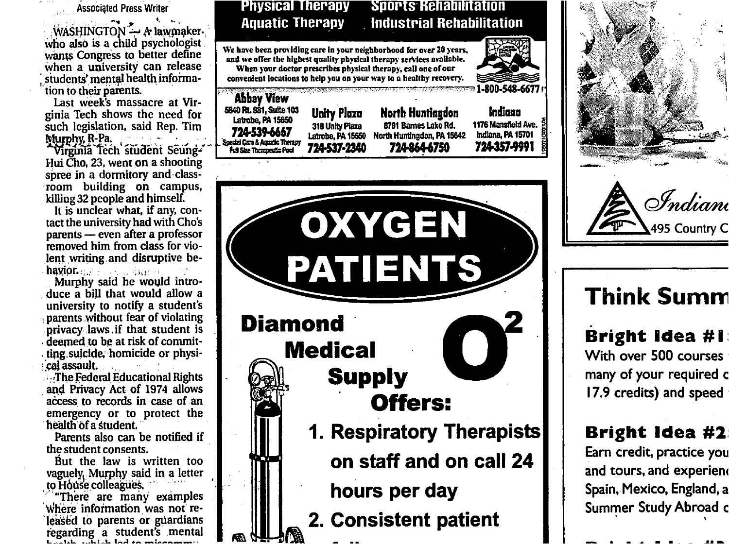Associated Press Writer

WASHINGTON — A lawmaker who also is a child psychologist wants Congress to better define when a university can release students' mental health information to their parents.

Last week's massacre at Virginia Tech shows the need for such legislation, said Rep. Tim Murphy, R-Pa.

Virginia Tech student Seung-Hui Cho, 23, went on a shooting spree in a dormitory and classroom building on campus, killing 32 people and himself.

It is unclear what, if any, contact the university had with Cho's parents — even after a professor removed him from class for violent writing and disruptive behavior.

Murphy said he would introduce a bill that would allow a university to notify a student's parents without fear of violating privacy laws if that student is deemed to be at risk of committing suicide, homicide or physical assault.

The Federal Educational Rights and Privacy Act of 1974 allows access to records in case of an emergency or to protect the health of a student.

Parents also can be notified if the student consents.

But the law is written too vaguely, Murphy said in a letter to House colleagues.

"There are many examples where information was not released to parents or guardians regarding a student's mental

**Physical Therapy** **Sports Rehabilitation**
**Aquatic Therapy** **Industrial Rehabilitation**

We have been providing care in your neighborhood for over 20 years, and we offer the highest quality physical therapy services available. When your doctor prescribes physical therapy, call one of our convenient locations to help you on your way to a healthy recovery.

1-800-548-6677

**Abbey View**
5840 Rt. 981, Suite 103
Latrobe, PA 15650
724-539-6667
Special Care & Aquatic Therapy
Full Size Therapeutic Pool

**Unity Plaza**
318 Unity Plaza
Latrobe, PA 15650
724-537-2340

**North Huntingdon**
8791 Barnes Lake Rd.
North Huntingdon, PA 15642
724-864-6750

**Indiana**
1176 Mansfield Ave.
Indiana, PA 15701
724-357-9991

# OXYGEN PATIENTS

**Diamond Medical Supply Offers:** $O^2$

1. Respiratory Therapists on staff and on call 24 hours per day
2. Consistent patient

Indiana
495 Country C

## Think Summ

**Bright Idea #1**
With over 500 courses
many of your required c
17.9 credits) and speed

**Bright Idea #2**
Earn credit, practice you
and tours, and experien
Spain, Mexico, England, a
Summer Study Abroad c